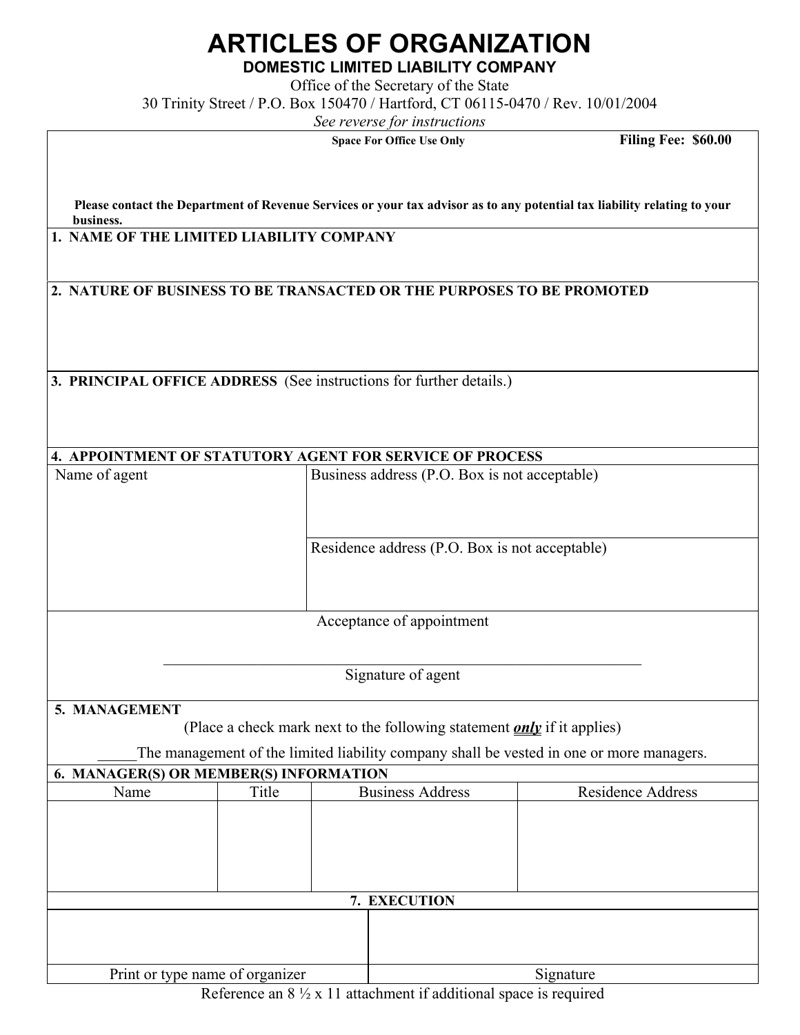# ARTICLES OF ORGANIZATION

## DOMESTIC LIMITED LIABILITY COMPANY

Office of the Secretary of the State

30 Trinity Street / P.O. Box 150470 / Hartford, CT 06115-0470 / Rev. 10/01/2004

*See reverse for instructions*

**Space For Office Use Only** **Filing Fee: $60.00**

**Please contact the Department of Revenue Services or your tax advisor as to any potential tax liability relating to your business.**

**1. NAME OF THE LIMITED LIABILITY COMPANY**

**2. NATURE OF BUSINESS TO BE TRANSACTED OR THE PURPOSES TO BE PROMOTED**

**3. PRINCIPAL OFFICE ADDRESS** (See instructions for further details.)

**4. APPOINTMENT OF STATUTORY AGENT FOR SERVICE OF PROCESS**

| Name of agent | Business address (P.O. Box is not acceptable) |
|---|---|
| | Residence address (P.O. Box is not acceptable) |

Acceptance of appointment

\_\_\_\_\_\_\_\_\_\_\_\_\_\_\_\_\_\_\_\_\_\_\_\_\_\_\_\_\_\_\_\_\_\_\_\_\_\_\_\_\_\_\_\_\_\_\_\_\_\_\_\_\_\_\_\_

Signature of agent

**5. MANAGEMENT**

(Place a check mark next to the following statement ***only*** if it applies)

\_\_\_\_\_The management of the limited liability company shall be vested in one or more managers.

**6. MANAGER(S) OR MEMBER(S) INFORMATION**

| Name | Title | Business Address | Residence Address |
|---|---|---|---|
| | | | |

**7. EXECUTION**

| | |
|---|---|
| Print or type name of organizer | Signature |

Reference an 8 ½ x 11 attachment if additional space is required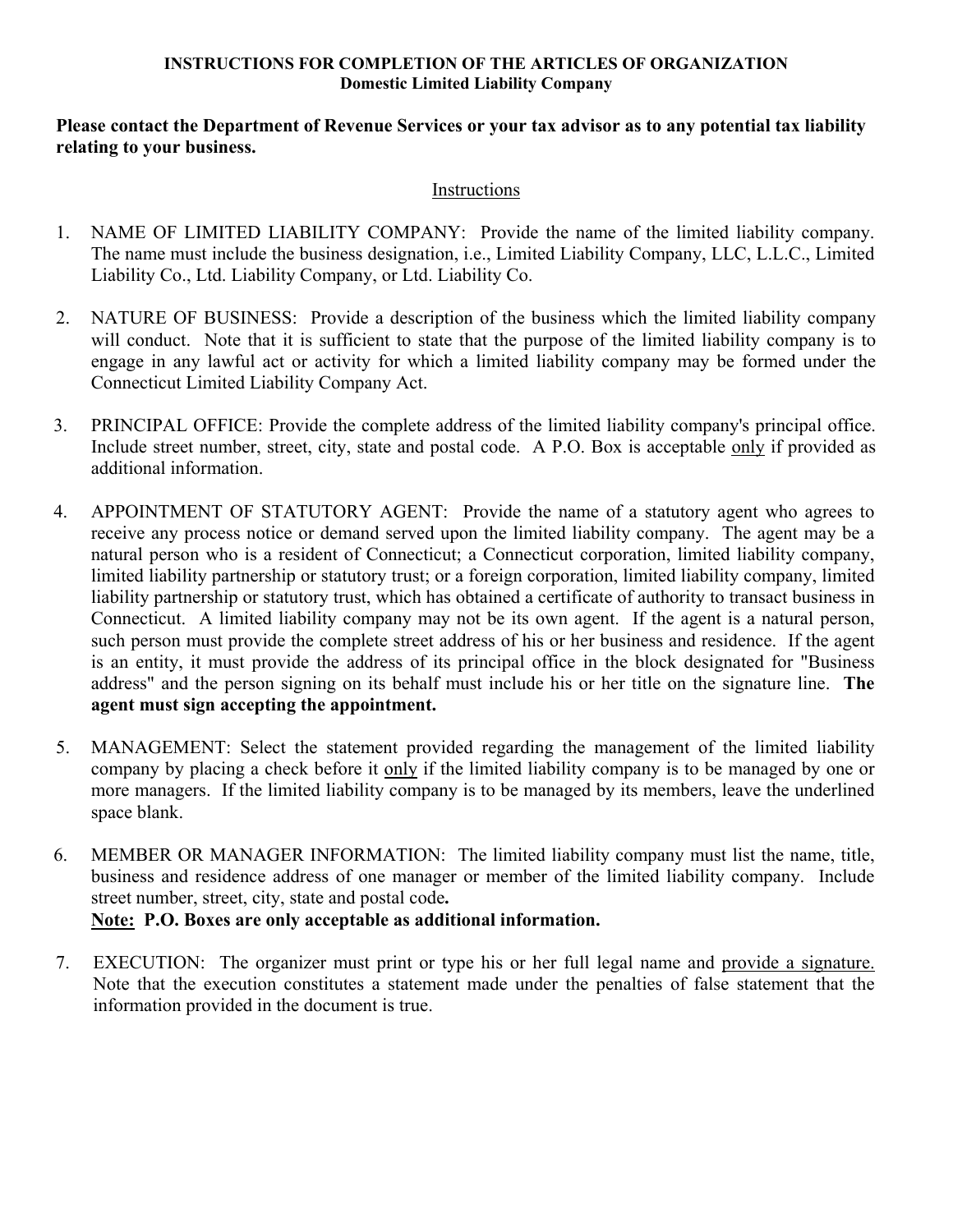**INSTRUCTIONS FOR COMPLETION OF THE ARTICLES OF ORGANIZATION**
**Domestic Limited Liability Company**

**Please contact the Department of Revenue Services or your tax advisor as to any potential tax liability relating to your business.**

Instructions

1. NAME OF LIMITED LIABILITY COMPANY: Provide the name of the limited liability company. The name must include the business designation, i.e., Limited Liability Company, LLC, L.L.C., Limited Liability Co., Ltd. Liability Company, or Ltd. Liability Co.

2. NATURE OF BUSINESS: Provide a description of the business which the limited liability company will conduct. Note that it is sufficient to state that the purpose of the limited liability company is to engage in any lawful act or activity for which a limited liability company may be formed under the Connecticut Limited Liability Company Act.

3. PRINCIPAL OFFICE: Provide the complete address of the limited liability company's principal office. Include street number, street, city, state and postal code. A P.O. Box is acceptable only if provided as additional information.

4. APPOINTMENT OF STATUTORY AGENT: Provide the name of a statutory agent who agrees to receive any process notice or demand served upon the limited liability company. The agent may be a natural person who is a resident of Connecticut; a Connecticut corporation, limited liability company, limited liability partnership or statutory trust; or a foreign corporation, limited liability company, limited liability partnership or statutory trust, which has obtained a certificate of authority to transact business in Connecticut. A limited liability company may not be its own agent. If the agent is a natural person, such person must provide the complete street address of his or her business and residence. If the agent is an entity, it must provide the address of its principal office in the block designated for "Business address" and the person signing on its behalf must include his or her title on the signature line. **The agent must sign accepting the appointment.**

5. MANAGEMENT: Select the statement provided regarding the management of the limited liability company by placing a check before it only if the limited liability company is to be managed by one or more managers. If the limited liability company is to be managed by its members, leave the underlined space blank.

6. MEMBER OR MANAGER INFORMATION: The limited liability company must list the name, title, business and residence address of one manager or member of the limited liability company. Include street number, street, city, state and postal code.
**Note: P.O. Boxes are only acceptable as additional information.**

7. EXECUTION: The organizer must print or type his or her full legal name and provide a signature. Note that the execution constitutes a statement made under the penalties of false statement that the information provided in the document is true.